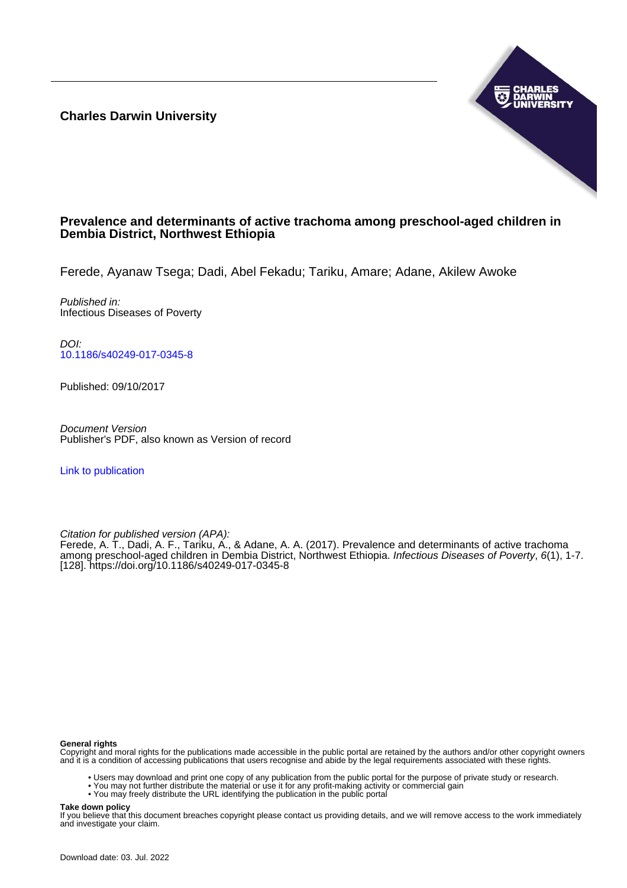**Charles Darwin University**

# Prevalence and determinants of active trachoma among preschool-aged children in Dembia District, Northwest Ethiopia

Ferede, Ayanaw Tsega; Dadi, Abel Fekadu; Tariku, Amare; Adane, Akilew Awoke

*Published in:*
Infectious Diseases of Poverty

*DOI:*
10.1186/s40249-017-0345-8

Published: 09/10/2017

*Document Version*
Publisher's PDF, also known as Version of record

Link to publication

*Citation for published version (APA):*
Ferede, A. T., Dadi, A. F., Tariku, A., & Adane, A. A. (2017). Prevalence and determinants of active trachoma among preschool-aged children in Dembia District, Northwest Ethiopia. *Infectious Diseases of Poverty*, *6*(1), 1-7. [128]. https://doi.org/10.1186/s40249-017-0345-8

**General rights**
Copyright and moral rights for the publications made accessible in the public portal are retained by the authors and/or other copyright owners and it is a condition of accessing publications that users recognise and abide by the legal requirements associated with these rights.

- Users may download and print one copy of any publication from the public portal for the purpose of private study or research.
- You may not further distribute the material or use it for any profit-making activity or commercial gain
- You may freely distribute the URL identifying the publication in the public portal

**Take down policy**
If you believe that this document breaches copyright please contact us providing details, and we will remove access to the work immediately and investigate your claim.

Download date: 03. Jul. 2022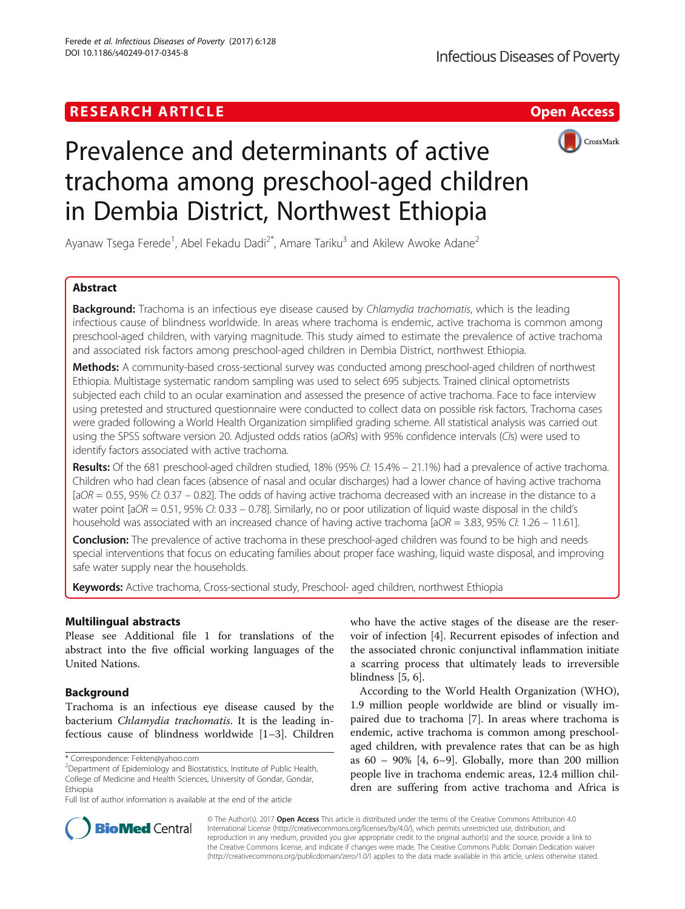# Prevalence and determinants of active trachoma among preschool-aged children in Dembia District, Northwest Ethiopia

Ayanaw Tsega Ferede[1], Abel Fekadu Dadi[2*], Amare Tariku[3] and Akilew Awoke Adane[2]

## Abstract

**Background:** Trachoma is an infectious eye disease caused by *Chlamydia trachomatis*, which is the leading infectious cause of blindness worldwide. In areas where trachoma is endemic, active trachoma is common among preschool-aged children, with varying magnitude. This study aimed to estimate the prevalence of active trachoma and associated risk factors among preschool-aged children in Dembia District, northwest Ethiopia.

**Methods:** A community-based cross-sectional survey was conducted among preschool-aged children of northwest Ethiopia. Multistage systematic random sampling was used to select 695 subjects. Trained clinical optometrists subjected each child to an ocular examination and assessed the presence of active trachoma. Face to face interview using pretested and structured questionnaire were conducted to collect data on possible risk factors. Trachoma cases were graded following a World Health Organization simplified grading scheme. All statistical analysis was carried out using the SPSS software version 20. Adjusted odds ratios (*aORs*) with 95% confidence intervals (*CIs*) were used to identify factors associated with active trachoma.

**Results:** Of the 681 preschool-aged children studied, 18% (95% *CI*: 15.4% – 21.1%) had a prevalence of active trachoma. Children who had clean faces (absence of nasal and ocular discharges) had a lower chance of having active trachoma [*aOR* = 0.55, 95% *CI*: 0.37 – 0.82]. The odds of having active trachoma decreased with an increase in the distance to a water point [*aOR* = 0.51, 95% *CI*: 0.33 – 0.78]. Similarly, no or poor utilization of liquid waste disposal in the child's household was associated with an increased chance of having active trachoma [*aOR* = 3.83, 95% *CI*: 1.26 – 11.61].

**Conclusion:** The prevalence of active trachoma in these preschool-aged children was found to be high and needs special interventions that focus on educating families about proper face washing, liquid waste disposal, and improving safe water supply near the households.

**Keywords:** Active trachoma, Cross-sectional study, Preschool- aged children, northwest Ethiopia

## Multilingual abstracts

Please see Additional file 1 for translations of the abstract into the five official working languages of the United Nations.

## Background

Trachoma is an infectious eye disease caused by the bacterium *Chlamydia trachomatis*. It is the leading infectious cause of blindness worldwide [1–3]. Children who have the active stages of the disease are the reservoir of infection [4]. Recurrent episodes of infection and the associated chronic conjunctival inflammation initiate a scarring process that ultimately leads to irreversible blindness [5, 6].

According to the World Health Organization (WHO), 1.9 million people worldwide are blind or visually impaired due to trachoma [7]. In areas where trachoma is endemic, active trachoma is common among preschool-aged children, with prevalence rates that can be as high as 60 – 90% [4, 6–9]. Globally, more than 200 million people live in trachoma endemic areas, 12.4 million children are suffering from active trachoma and Africa is

\* Correspondence: Fekten@yahoo.com
[2]Department of Epidemiology and Biostatistics, Institute of Public Health, College of Medicine and Health Sciences, University of Gondar, Gondar, Ethiopia
Full list of author information is available at the end of the article

© The Author(s). 2017 **Open Access** This article is distributed under the terms of the Creative Commons Attribution 4.0 International License (http://creativecommons.org/licenses/by/4.0/), which permits unrestricted use, distribution, and reproduction in any medium, provided you give appropriate credit to the original author(s) and the source, provide a link to the Creative Commons license, and indicate if changes were made. The Creative Commons Public Domain Dedication waiver (http://creativecommons.org/publicdomain/zero/1.0/) applies to the data made available in this article, unless otherwise stated.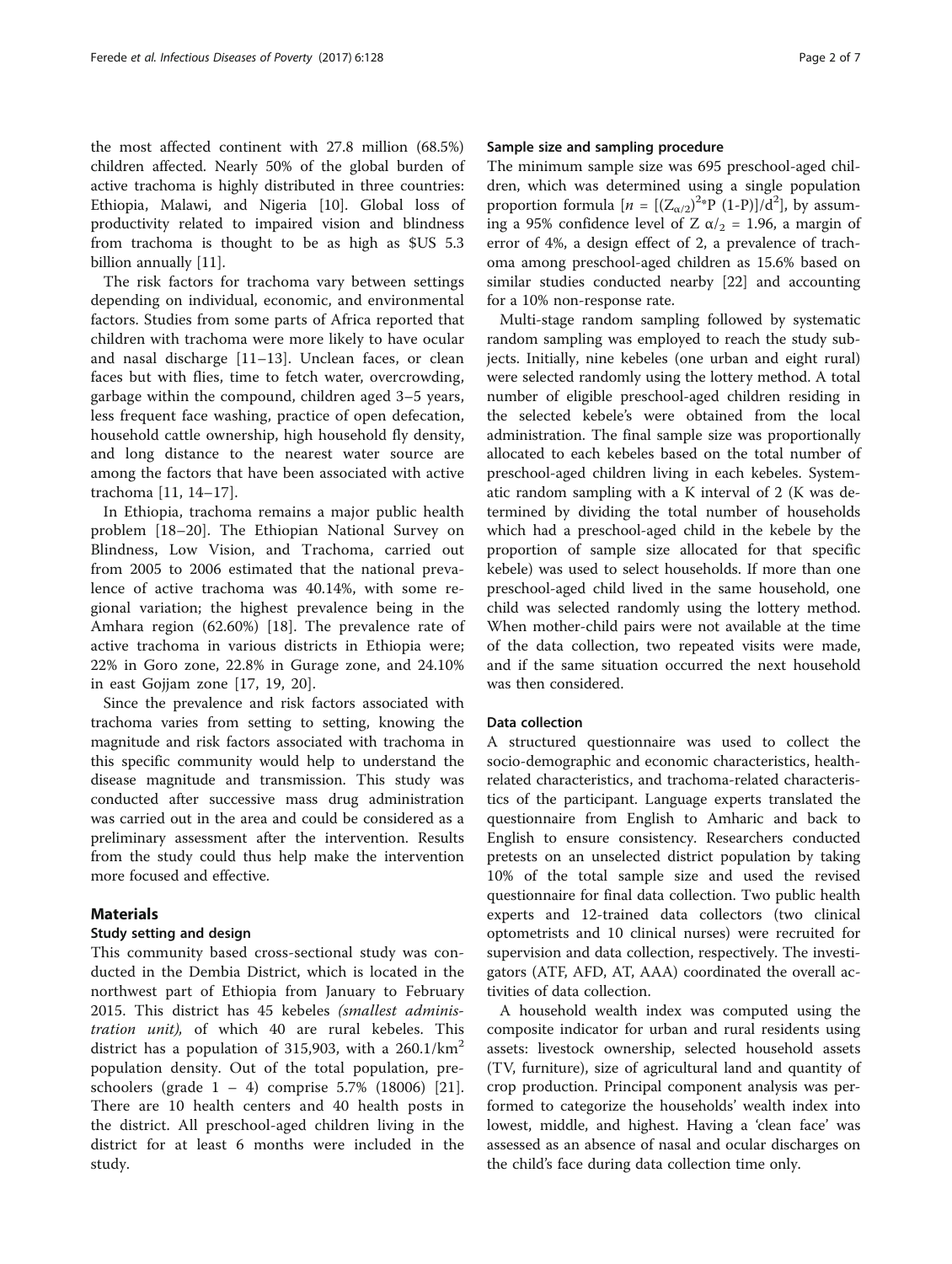the most affected continent with 27.8 million (68.5%) children affected. Nearly 50% of the global burden of active trachoma is highly distributed in three countries: Ethiopia, Malawi, and Nigeria [10]. Global loss of productivity related to impaired vision and blindness from trachoma is thought to be as high as $US 5.3 billion annually [11].

The risk factors for trachoma vary between settings depending on individual, economic, and environmental factors. Studies from some parts of Africa reported that children with trachoma were more likely to have ocular and nasal discharge [11–13]. Unclean faces, or clean faces but with flies, time to fetch water, overcrowding, garbage within the compound, children aged 3–5 years, less frequent face washing, practice of open defecation, household cattle ownership, high household fly density, and long distance to the nearest water source are among the factors that have been associated with active trachoma [11, 14–17].

In Ethiopia, trachoma remains a major public health problem [18–20]. The Ethiopian National Survey on Blindness, Low Vision, and Trachoma, carried out from 2005 to 2006 estimated that the national prevalence of active trachoma was 40.14%, with some regional variation; the highest prevalence being in the Amhara region (62.60%) [18]. The prevalence rate of active trachoma in various districts in Ethiopia were; 22% in Goro zone, 22.8% in Gurage zone, and 24.10% in east Gojjam zone [17, 19, 20].

Since the prevalence and risk factors associated with trachoma varies from setting to setting, knowing the magnitude and risk factors associated with trachoma in this specific community would help to understand the disease magnitude and transmission. This study was conducted after successive mass drug administration was carried out in the area and could be considered as a preliminary assessment after the intervention. Results from the study could thus help make the intervention more focused and effective.

## Materials

### Study setting and design

This community based cross-sectional study was conducted in the Dembia District, which is located in the northwest part of Ethiopia from January to February 2015. This district has 45 kebeles *(smallest administration unit),* of which 40 are rural kebeles. This district has a population of 315,903, with a 260.1/km$^2$ population density. Out of the total population, preschoolers (grade 1 – 4) comprise 5.7% (18006) [21]. There are 10 health centers and 40 health posts in the district. All preschool-aged children living in the district for at least 6 months were included in the study.

### Sample size and sampling procedure

The minimum sample size was 695 preschool-aged children, which was determined using a single population proportion formula [$n = [(Z_{\alpha/2})^2 * P\ (1-P)]/d^2$], by assuming a 95% confidence level of $Z\ \alpha/_2 = 1.96$, a margin of error of 4%, a design effect of 2, a prevalence of trachoma among preschool-aged children as 15.6% based on similar studies conducted nearby [22] and accounting for a 10% non-response rate.

Multi-stage random sampling followed by systematic random sampling was employed to reach the study subjects. Initially, nine kebeles (one urban and eight rural) were selected randomly using the lottery method. A total number of eligible preschool-aged children residing in the selected kebele's were obtained from the local administration. The final sample size was proportionally allocated to each kebeles based on the total number of preschool-aged children living in each kebeles. Systematic random sampling with a K interval of 2 (K was determined by dividing the total number of households which had a preschool-aged child in the kebele by the proportion of sample size allocated for that specific kebele) was used to select households. If more than one preschool-aged child lived in the same household, one child was selected randomly using the lottery method. When mother-child pairs were not available at the time of the data collection, two repeated visits were made, and if the same situation occurred the next household was then considered.

### Data collection

A structured questionnaire was used to collect the socio-demographic and economic characteristics, health-related characteristics, and trachoma-related characteristics of the participant. Language experts translated the questionnaire from English to Amharic and back to English to ensure consistency. Researchers conducted pretests on an unselected district population by taking 10% of the total sample size and used the revised questionnaire for final data collection. Two public health experts and 12-trained data collectors (two clinical optometrists and 10 clinical nurses) were recruited for supervision and data collection, respectively. The investigators (ATF, AFD, AT, AAA) coordinated the overall activities of data collection.

A household wealth index was computed using the composite indicator for urban and rural residents using assets: livestock ownership, selected household assets (TV, furniture), size of agricultural land and quantity of crop production. Principal component analysis was performed to categorize the households' wealth index into lowest, middle, and highest. Having a 'clean face' was assessed as an absence of nasal and ocular discharges on the child's face during data collection time only.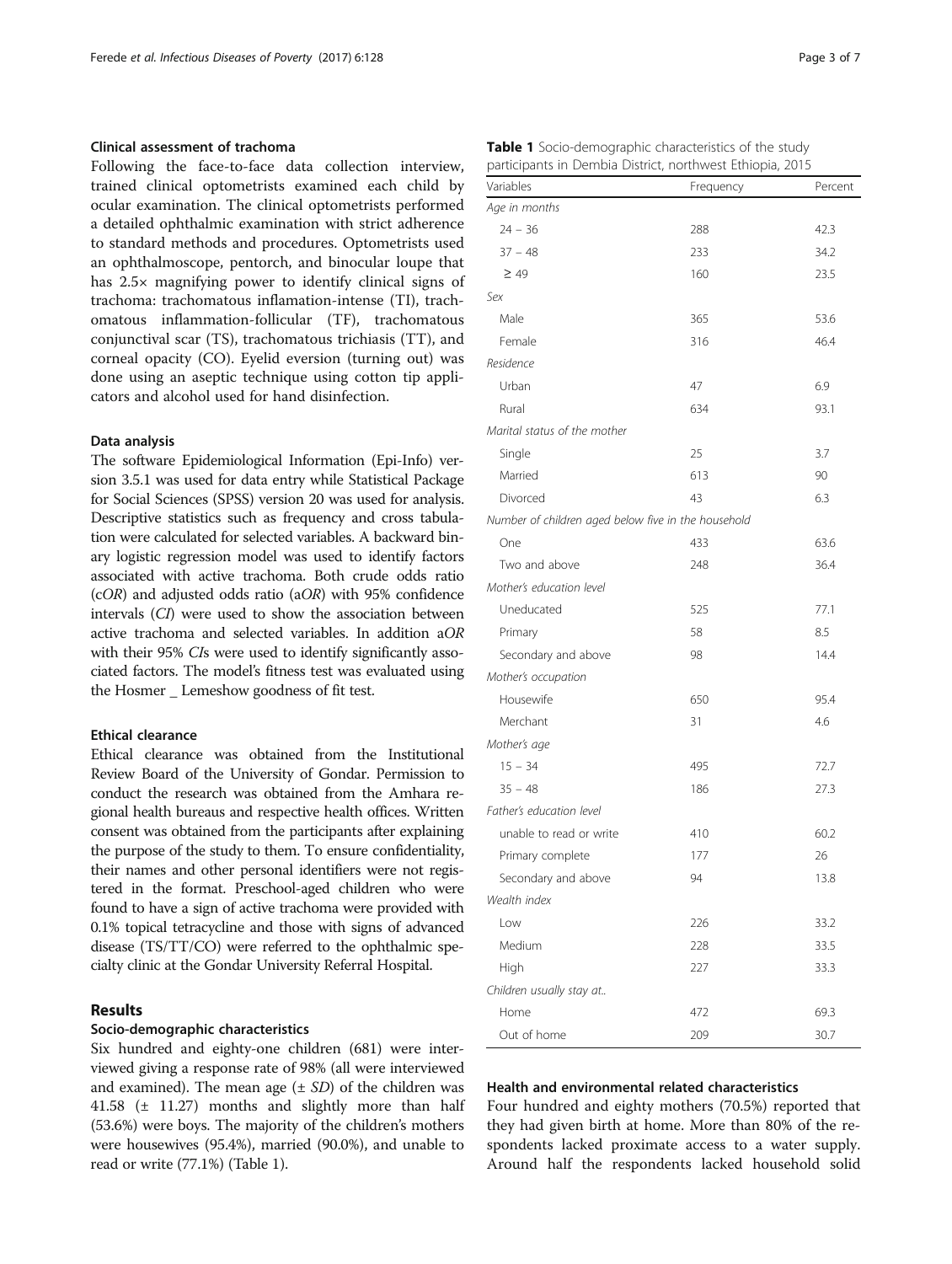### Clinical assessment of trachoma

Following the face-to-face data collection interview, trained clinical optometrists examined each child by ocular examination. The clinical optometrists performed a detailed ophthalmic examination with strict adherence to standard methods and procedures. Optometrists used an ophthalmoscope, pentorch, and binocular loupe that has 2.5× magnifying power to identify clinical signs of trachoma: trachomatous inflamation-intense (TI), trachomatous inflammation-follicular (TF), trachomatous conjunctival scar (TS), trachomatous trichiasis (TT), and corneal opacity (CO). Eyelid eversion (turning out) was done using an aseptic technique using cotton tip applicators and alcohol used for hand disinfection.

### Data analysis

The software Epidemiological Information (Epi-Info) version 3.5.1 was used for data entry while Statistical Package for Social Sciences (SPSS) version 20 was used for analysis. Descriptive statistics such as frequency and cross tabulation were calculated for selected variables. A backward binary logistic regression model was used to identify factors associated with active trachoma. Both crude odds ratio (*cOR*) and adjusted odds ratio (a*OR*) with 95% confidence intervals (*CI*) were used to show the association between active trachoma and selected variables. In addition a*OR* with their 95% *CI*s were used to identify significantly associated factors. The model's fitness test was evaluated using the Hosmer _ Lemeshow goodness of fit test.

### Ethical clearance

Ethical clearance was obtained from the Institutional Review Board of the University of Gondar. Permission to conduct the research was obtained from the Amhara regional health bureaus and respective health offices. Written consent was obtained from the participants after explaining the purpose of the study to them. To ensure confidentiality, their names and other personal identifiers were not registered in the format. Preschool-aged children who were found to have a sign of active trachoma were provided with 0.1% topical tetracycline and those with signs of advanced disease (TS/TT/CO) were referred to the ophthalmic specialty clinic at the Gondar University Referral Hospital.

## Results

### Socio-demographic characteristics

Six hundred and eighty-one children (681) were interviewed giving a response rate of 98% (all were interviewed and examined). The mean age (± *SD*) of the children was 41.58 (± 11.27) months and slightly more than half (53.6%) were boys. The majority of the children's mothers were housewives (95.4%), married (90.0%), and unable to read or write (77.1%) (Table 1).

**Table 1** Socio-demographic characteristics of the study participants in Dembia District, northwest Ethiopia, 2015

| Variables | Frequency | Percent |
|---|---|---|
| *Age in months* | | |
| 24 – 36 | 288 | 42.3 |
| 37 – 48 | 233 | 34.2 |
| ≥ 49 | 160 | 23.5 |
| *Sex* | | |
| Male | 365 | 53.6 |
| Female | 316 | 46.4 |
| *Residence* | | |
| Urban | 47 | 6.9 |
| Rural | 634 | 93.1 |
| *Marital status of the mother* | | |
| Single | 25 | 3.7 |
| Married | 613 | 90 |
| Divorced | 43 | 6.3 |
| *Number of children aged below five in the household* | | |
| One | 433 | 63.6 |
| Two and above | 248 | 36.4 |
| *Mother's education level* | | |
| Uneducated | 525 | 77.1 |
| Primary | 58 | 8.5 |
| Secondary and above | 98 | 14.4 |
| *Mother's occupation* | | |
| Housewife | 650 | 95.4 |
| Merchant | 31 | 4.6 |
| *Mother's age* | | |
| 15 – 34 | 495 | 72.7 |
| 35 – 48 | 186 | 27.3 |
| *Father's education level* | | |
| unable to read or write | 410 | 60.2 |
| Primary complete | 177 | 26 |
| Secondary and above | 94 | 13.8 |
| *Wealth index* | | |
| Low | 226 | 33.2 |
| Medium | 228 | 33.5 |
| High | 227 | 33.3 |
| *Children usually stay at..* | | |
| Home | 472 | 69.3 |
| Out of home | 209 | 30.7 |

### Health and environmental related characteristics

Four hundred and eighty mothers (70.5%) reported that they had given birth at home. More than 80% of the respondents lacked proximate access to a water supply. Around half the respondents lacked household solid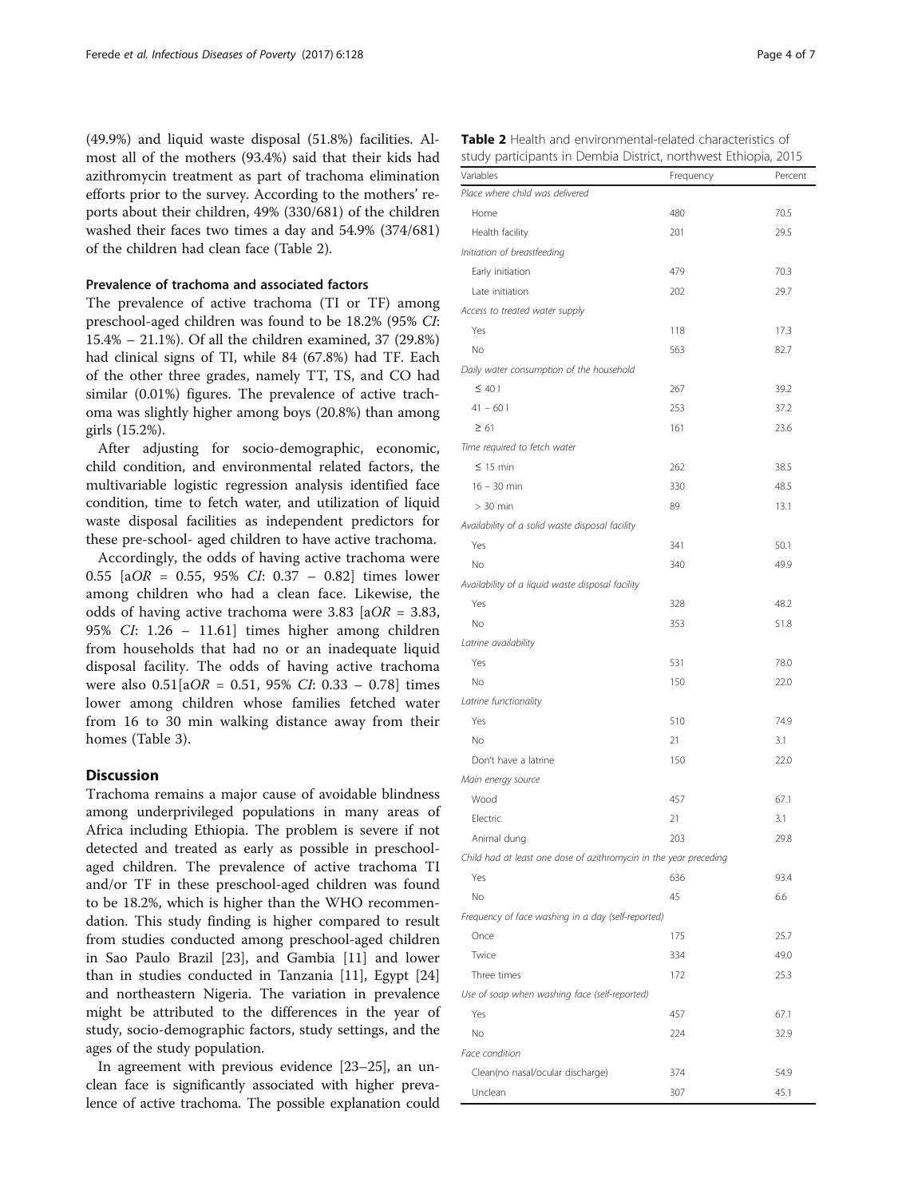(49.9%) and liquid waste disposal (51.8%) facilities. Almost all of the mothers (93.4%) said that their kids had azithromycin treatment as part of trachoma elimination efforts prior to the survey. According to the mothers' reports about their children, 49% (330/681) of the children washed their faces two times a day and 54.9% (374/681) of the children had clean face (Table 2).

### Prevalence of trachoma and associated factors

The prevalence of active trachoma (TI or TF) among preschool-aged children was found to be 18.2% (95% *CI*: 15.4% – 21.1%). Of all the children examined, 37 (29.8%) had clinical signs of TI, while 84 (67.8%) had TF. Each of the other three grades, namely TT, TS, and CO had similar (0.01%) figures. The prevalence of active trachoma was slightly higher among boys (20.8%) than among girls (15.2%).

After adjusting for socio-demographic, economic, child condition, and environmental related factors, the multivariable logistic regression analysis identified face condition, time to fetch water, and utilization of liquid waste disposal facilities as independent predictors for these pre-school- aged children to have active trachoma.

Accordingly, the odds of having active trachoma were 0.55 [a*OR* = 0.55, 95% *CI*: 0.37 – 0.82] times lower among children who had a clean face. Likewise, the odds of having active trachoma were 3.83 [a*OR* = 3.83, 95% *CI*: 1.26 – 11.61] times higher among children from households that had no or an inadequate liquid disposal facility. The odds of having active trachoma were also 0.51[a*OR* = 0.51, 95% *CI*: 0.33 – 0.78] times lower among children whose families fetched water from 16 to 30 min walking distance away from their homes (Table 3).

## Discussion

Trachoma remains a major cause of avoidable blindness among underprivileged populations in many areas of Africa including Ethiopia. The problem is severe if not detected and treated as early as possible in preschool-aged children. The prevalence of active trachoma TI and/or TF in these preschool-aged children was found to be 18.2%, which is higher than the WHO recommendation. This study finding is higher compared to result from studies conducted among preschool-aged children in Sao Paulo Brazil [23], and Gambia [11] and lower than in studies conducted in Tanzania [11], Egypt [24] and northeastern Nigeria. The variation in prevalence might be attributed to the differences in the year of study, socio-demographic factors, study settings, and the ages of the study population.

In agreement with previous evidence [23–25], an unclean face is significantly associated with higher prevalence of active trachoma. The possible explanation could

**Table 2** Health and environmental-related characteristics of study participants in Dembia District, northwest Ethiopia, 2015

| Variables | Frequency | Percent |
|---|---|---|
| *Place where child was delivered* | | |
| Home | 480 | 70.5 |
| Health facility | 201 | 29.5 |
| *Initiation of breastfeeding* | | |
| Early initiation | 479 | 70.3 |
| Late initiation | 202 | 29.7 |
| *Access to treated water supply* | | |
| Yes | 118 | 17.3 |
| No | 563 | 82.7 |
| *Daily water consumption of the household* | | |
| ≤ 40 l | 267 | 39.2 |
| 41 – 60 l | 253 | 37.2 |
| ≥ 61 | 161 | 23.6 |
| *Time required to fetch water* | | |
| ≤ 15 min | 262 | 38.5 |
| 16 – 30 min | 330 | 48.5 |
| > 30 min | 89 | 13.1 |
| *Availability of a solid waste disposal facility* | | |
| Yes | 341 | 50.1 |
| No | 340 | 49.9 |
| *Availability of a liquid waste disposal facility* | | |
| Yes | 328 | 48.2 |
| No | 353 | 51.8 |
| *Latrine availability* | | |
| Yes | 531 | 78.0 |
| No | 150 | 22.0 |
| *Latrine functionality* | | |
| Yes | 510 | 74.9 |
| No | 21 | 3.1 |
| Don't have a latrine | 150 | 22.0 |
| *Main energy source* | | |
| Wood | 457 | 67.1 |
| Electric | 21 | 3.1 |
| Animal dung | 203 | 29.8 |
| *Child had at least one dose of azithromycin in the year preceding* | | |
| Yes | 636 | 93.4 |
| No | 45 | 6.6 |
| *Frequency of face washing in a day (self-reported)* | | |
| Once | 175 | 25.7 |
| Twice | 334 | 49.0 |
| Three times | 172 | 25.3 |
| *Use of soap when washing face (self-reported)* | | |
| Yes | 457 | 67.1 |
| No | 224 | 32.9 |
| *Face condition* | | |
| Clean(no nasal/ocular discharge) | 374 | 54.9 |
| Unclean | 307 | 45.1 |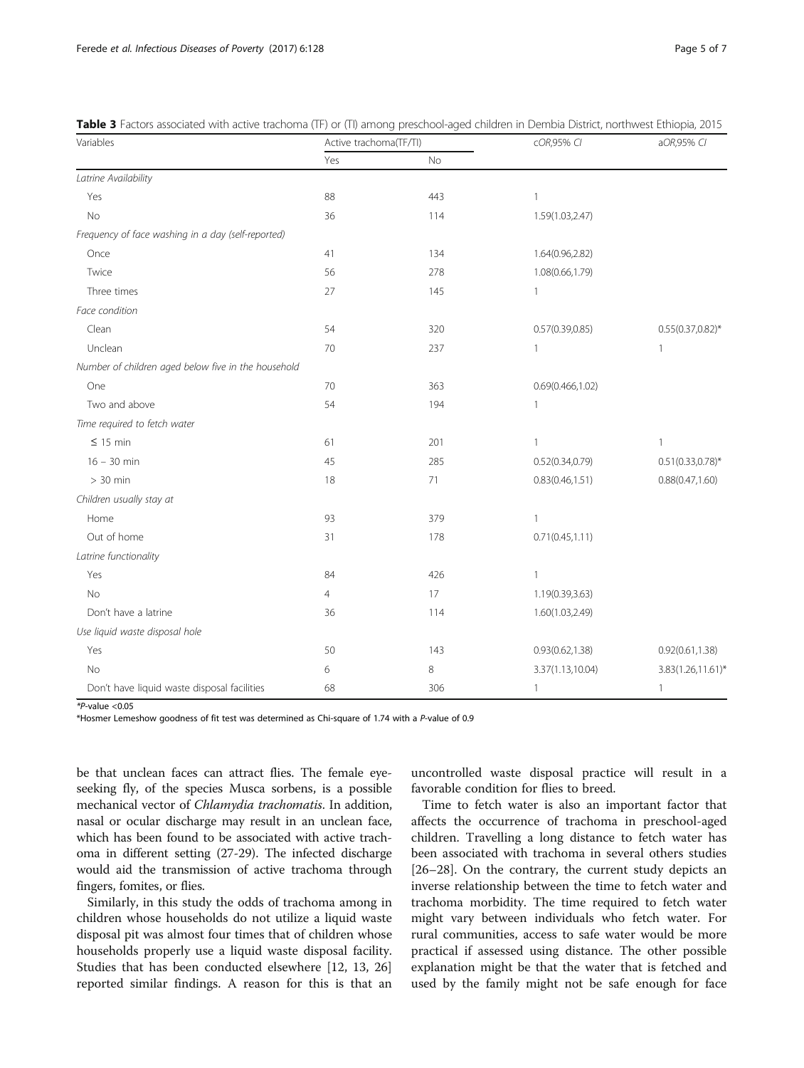**Table 3** Factors associated with active trachoma (TF) or (TI) among preschool-aged children in Dembia District, northwest Ethiopia, 2015

| Variables | Active trachoma(TF/TI) | | cOR,95% CI | aOR,95% CI |
|---|---|---|---|---|
| | Yes | No | | |
| *Latrine Availability* | | | | |
| Yes | 88 | 443 | 1 | |
| No | 36 | 114 | 1.59(1.03,2.47) | |
| *Frequency of face washing in a day (self-reported)* | | | | |
| Once | 41 | 134 | 1.64(0.96,2.82) | |
| Twice | 56 | 278 | 1.08(0.66,1.79) | |
| Three times | 27 | 145 | 1 | |
| *Face condition* | | | | |
| Clean | 54 | 320 | 0.57(0.39,0.85) | 0.55(0.37,0.82)* |
| Unclean | 70 | 237 | 1 | 1 |
| *Number of children aged below five in the household* | | | | |
| One | 70 | 363 | 0.69(0.466,1.02) | |
| Two and above | 54 | 194 | 1 | |
| *Time required to fetch water* | | | | |
| ≤ 15 min | 61 | 201 | 1 | 1 |
| 16 – 30 min | 45 | 285 | 0.52(0.34,0.79) | 0.51(0.33,0.78)* |
| > 30 min | 18 | 71 | 0.83(0.46,1.51) | 0.88(0.47,1.60) |
| *Children usually stay at* | | | | |
| Home | 93 | 379 | 1 | |
| Out of home | 31 | 178 | 0.71(0.45,1.11) | |
| *Latrine functionality* | | | | |
| Yes | 84 | 426 | 1 | |
| No | 4 | 17 | 1.19(0.39,3.63) | |
| Don't have a latrine | 36 | 114 | 1.60(1.03,2.49) | |
| *Use liquid waste disposal hole* | | | | |
| Yes | 50 | 143 | 0.93(0.62,1.38) | 0.92(0.61,1.38) |
| No | 6 | 8 | 3.37(1.13,10.04) | 3.83(1.26,11.61)* |
| Don't have liquid waste disposal facilities | 68 | 306 | 1 | 1 |

*P-value <0.05

*Hosmer Lemeshow goodness of fit test was determined as Chi-square of 1.74 with a P-value of 0.9

be that unclean faces can attract flies. The female eye-seeking fly, of the species Musca sorbens, is a possible mechanical vector of *Chlamydia trachomatis*. In addition, nasal or ocular discharge may result in an unclean face, which has been found to be associated with active trachoma in different setting (27-29). The infected discharge would aid the transmission of active trachoma through fingers, fomites, or flies.

Similarly, in this study the odds of trachoma among in children whose households do not utilize a liquid waste disposal pit was almost four times that of children whose households properly use a liquid waste disposal facility. Studies that has been conducted elsewhere [12, 13, 26] reported similar findings. A reason for this is that an uncontrolled waste disposal practice will result in a favorable condition for flies to breed.

Time to fetch water is also an important factor that affects the occurrence of trachoma in preschool-aged children. Travelling a long distance to fetch water has been associated with trachoma in several others studies [26–28]. On the contrary, the current study depicts an inverse relationship between the time to fetch water and trachoma morbidity. The time required to fetch water might vary between individuals who fetch water. For rural communities, access to safe water would be more practical if assessed using distance. The other possible explanation might be that the water that is fetched and used by the family might not be safe enough for face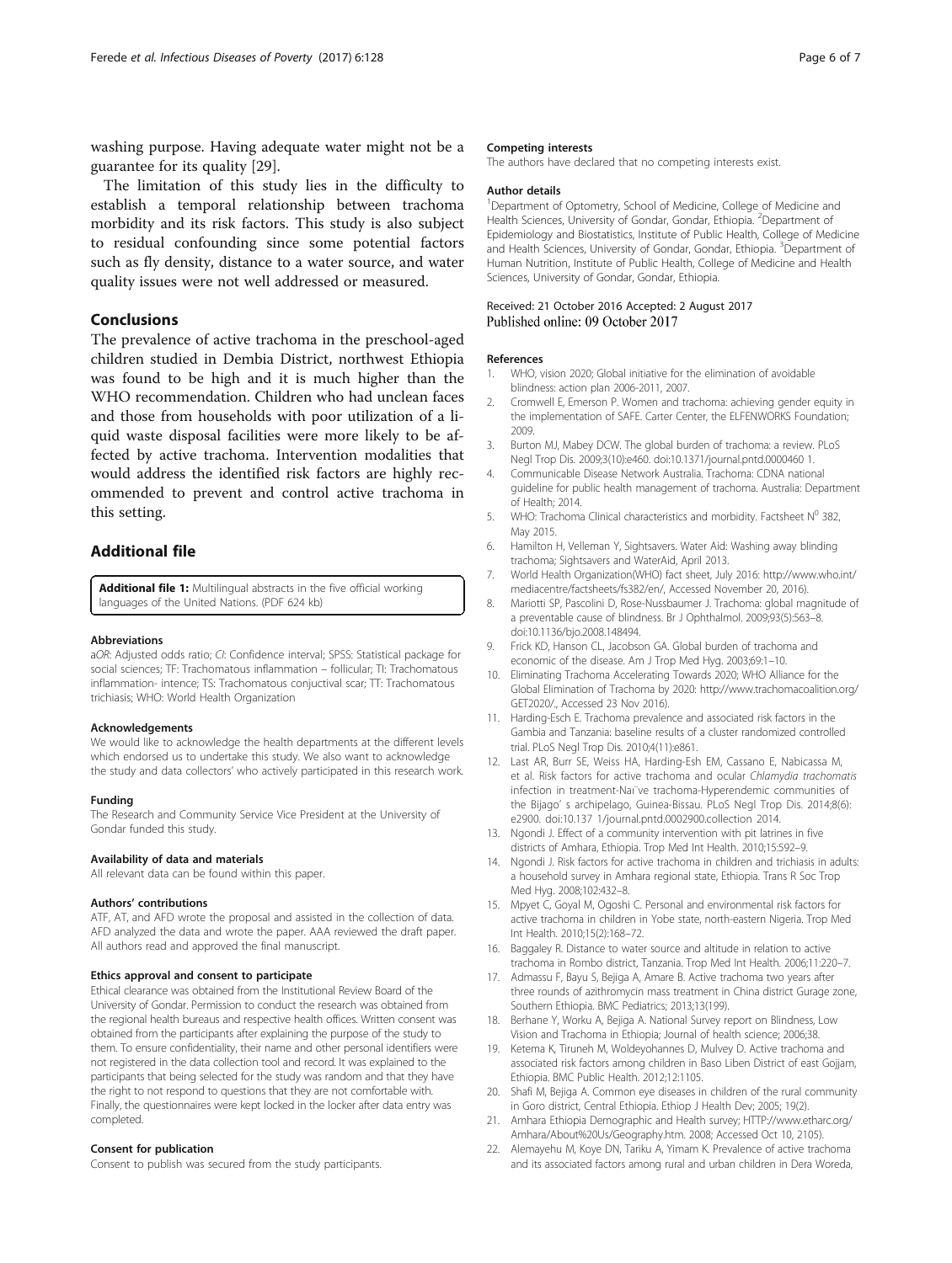washing purpose. Having adequate water might not be a guarantee for its quality [29].

The limitation of this study lies in the difficulty to establish a temporal relationship between trachoma morbidity and its risk factors. This study is also subject to residual confounding since some potential factors such as fly density, distance to a water source, and water quality issues were not well addressed or measured.

## Conclusions

The prevalence of active trachoma in the preschool-aged children studied in Dembia District, northwest Ethiopia was found to be high and it is much higher than the WHO recommendation. Children who had unclean faces and those from households with poor utilization of a liquid waste disposal facilities were more likely to be affected by active trachoma. Intervention modalities that would address the identified risk factors are highly recommended to prevent and control active trachoma in this setting.

## Additional file

**Additional file 1:** Multilingual abstracts in the five official working languages of the United Nations. (PDF 624 kb)

#### Abbreviations

aOR: Adjusted odds ratio; CI: Confidence interval; SPSS: Statistical package for social sciences; TF: Trachomatous inflammation – follicular; TI: Trachomatous inflammation- intence; TS: Trachomatous conjuctival scar; TT: Trachomatous trichiasis; WHO: World Health Organization

#### Acknowledgements

We would like to acknowledge the health departments at the different levels which endorsed us to undertake this study. We also want to acknowledge the study and data collectors' who actively participated in this research work.

#### Funding

The Research and Community Service Vice President at the University of Gondar funded this study.

#### Availability of data and materials

All relevant data can be found within this paper.

#### Authors' contributions

ATF, AT, and AFD wrote the proposal and assisted in the collection of data. AFD analyzed the data and wrote the paper. AAA reviewed the draft paper. All authors read and approved the final manuscript.

#### Ethics approval and consent to participate

Ethical clearance was obtained from the Institutional Review Board of the University of Gondar. Permission to conduct the research was obtained from the regional health bureaus and respective health offices. Written consent was obtained from the participants after explaining the purpose of the study to them. To ensure confidentiality, their name and other personal identifiers were not registered in the data collection tool and record. It was explained to the participants that being selected for the study was random and that they have the right to not respond to questions that they are not comfortable with. Finally, the questionnaires were kept locked in the locker after data entry was completed.

#### Consent for publication

Consent to publish was secured from the study participants.

#### Competing interests

The authors have declared that no competing interests exist.

#### Author details

[1]Department of Optometry, School of Medicine, College of Medicine and Health Sciences, University of Gondar, Gondar, Ethiopia. [2]Department of Epidemiology and Biostatistics, Institute of Public Health, College of Medicine and Health Sciences, University of Gondar, Gondar, Ethiopia. [3]Department of Human Nutrition, Institute of Public Health, College of Medicine and Health Sciences, University of Gondar, Gondar, Ethiopia.

Received: 21 October 2016 Accepted: 2 August 2017
Published online: 09 October 2017

#### References

1. WHO, vision 2020; Global initiative for the elimination of avoidable blindness: action plan 2006-2011, 2007.
2. Cromwell E, Emerson P. Women and trachoma: achieving gender equity in the implementation of SAFE. Carter Center, the ELFENWORKS Foundation; 2009.
3. Burton MJ, Mabey DCW. The global burden of trachoma: a review. PLoS Negl Trop Dis. 2009;3(10):e460. doi:10.1371/journal.pntd.0000460 1.
4. Communicable Disease Network Australia. Trachoma: CDNA national guideline for public health management of trachoma. Australia: Department of Health; 2014.
5. WHO: Trachoma Clinical characteristics and morbidity. Factsheet N[0] 382, May 2015.
6. Hamilton H, Velleman Y, Sightsavers. Water Aid: Washing away blinding trachoma; Sightsavers and WaterAid, April 2013.
7. World Health Organization(WHO) fact sheet, July 2016: http://www.who.int/mediacentre/factsheets/fs382/en/, Accessed November 20, 2016).
8. Mariotti SP, Pascolini D, Rose-Nussbaumer J. Trachoma: global magnitude of a preventable cause of blindness. Br J Ophthalmol. 2009;93(5):563–8. doi:10.1136/bjo.2008.148494.
9. Frick KD, Hanson CL, Jacobson GA. Global burden of trachoma and economic of the disease. Am J Trop Med Hyg. 2003;69:1–10.
10. Eliminating Trachoma Accelerating Towards 2020; WHO Alliance for the Global Elimination of Trachoma by 2020: http://www.trachomacoalition.org/GET2020/., Accessed 23 Nov 2016).
11. Harding-Esch E. Trachoma prevalence and associated risk factors in the Gambia and Tanzania: baseline results of a cluster randomized controlled trial. PLoS Negl Trop Dis. 2010;4(11):e861.
12. Last AR, Burr SE, Weiss HA, Harding-Esh EM, Cassano E, Nabicassa M, et al. Risk factors for active trachoma and ocular *Chlamydia trachomatis* infection in treatment-Naı¨ve trachoma-Hyperendemic communities of the Bijago' s archipelago, Guinea-Bissau. PLoS Negl Trop Dis. 2014;8(6): e2900. doi:10.137 1/journal.pntd.0002900.collection 2014.
13. Ngondi J. Effect of a community intervention with pit latrines in five districts of Amhara, Ethiopia. Trop Med Int Health. 2010;15:592–9.
14. Ngondi J. Risk factors for active trachoma in children and trichiasis in adults: a household survey in Amhara regional state, Ethiopia. Trans R Soc Trop Med Hyg. 2008;102:432–8.
15. Mpyet C, Goyal M, Ogoshi C. Personal and environmental risk factors for active trachoma in children in Yobe state, north-eastern Nigeria. Trop Med Int Health. 2010;15(2):168–72.
16. Baggaley R. Distance to water source and altitude in relation to active trachoma in Rombo district, Tanzania. Trop Med Int Health. 2006;11:220–7.
17. Admassu F, Bayu S, Bejiga A, Amare B. Active trachoma two years after three rounds of azithromycin mass treatment in China district Gurage zone, Southern Ethiopia. BMC Pediatrics; 2013;13(199).
18. Berhane Y, Worku A, Bejiga A. National Survey report on Blindness, Low Vision and Trachoma in Ethiopia; Journal of health science; 2006;38.
19. Ketema K, Tiruneh M, Woldeyohannes D, Mulvey D. Active trachoma and associated risk factors among children in Baso Liben District of east Gojjam, Ethiopia. BMC Public Health. 2012;12:1105.
20. Shafi M, Bejiga A. Common eye diseases in children of the rural community in Goro district, Central Ethiopia. Ethiop J Health Dev; 2005; 19(2).
21. Amhara Ethiopia Demographic and Health survey; HTTP://www.etharc.org/Amhara/About%20Us/Geography.htm. 2008; Accessed Oct 10, 2105).
22. Alemayehu M, Koye DN, Tariku A, Yimam K. Prevalence of active trachoma and its associated factors among rural and urban children in Dera Woreda,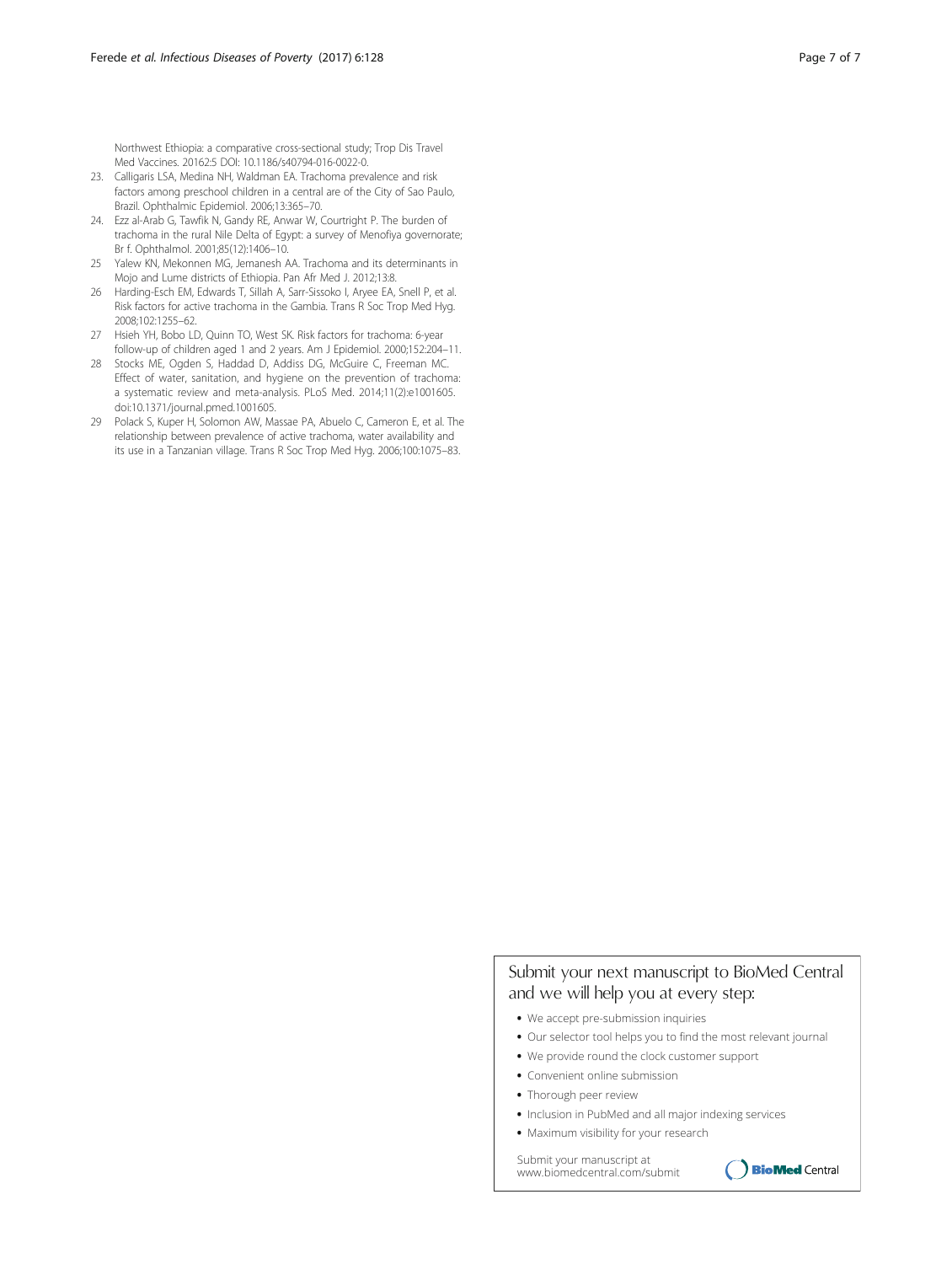Northwest Ethiopia: a comparative cross-sectional study; Trop Dis Travel Med Vaccines. 20162:5 DOI: 10.1186/s40794-016-0022-0.

23. Calligaris LSA, Medina NH, Waldman EA. Trachoma prevalence and risk factors among preschool children in a central are of the City of Sao Paulo, Brazil. Ophthalmic Epidemiol. 2006;13:365–70.
24. Ezz al-Arab G, Tawfik N, Gandy RE, Anwar W, Courtright P. The burden of trachoma in the rural Nile Delta of Egypt: a survey of Menofiya governorate; Br f. Ophthalmol. 2001;85(12):1406–10.
25 Yalew KN, Mekonnen MG, Jemanesh AA. Trachoma and its determinants in Mojo and Lume districts of Ethiopia. Pan Afr Med J. 2012;13:8.
26 Harding-Esch EM, Edwards T, Sillah A, Sarr-Sissoko I, Aryee EA, Snell P, et al. Risk factors for active trachoma in the Gambia. Trans R Soc Trop Med Hyg. 2008;102:1255–62.
27 Hsieh YH, Bobo LD, Quinn TO, West SK. Risk factors for trachoma: 6-year follow-up of children aged 1 and 2 years. Am J Epidemiol. 2000;152:204–11.
28 Stocks ME, Ogden S, Haddad D, Addiss DG, McGuire C, Freeman MC. Effect of water, sanitation, and hygiene on the prevention of trachoma: a systematic review and meta-analysis. PLoS Med. 2014;11(2):e1001605. doi:10.1371/journal.pmed.1001605.
29 Polack S, Kuper H, Solomon AW, Massae PA, Abuelo C, Cameron E, et al. The relationship between prevalence of active trachoma, water availability and its use in a Tanzanian village. Trans R Soc Trop Med Hyg. 2006;100:1075–83.

Submit your next manuscript to BioMed Central and we will help you at every step:

- We accept pre-submission inquiries
- Our selector tool helps you to find the most relevant journal
- We provide round the clock customer support
- Convenient online submission
- Thorough peer review
- Inclusion in PubMed and all major indexing services
- Maximum visibility for your research

Submit your manuscript at www.biomedcentral.com/submit

BioMed Central